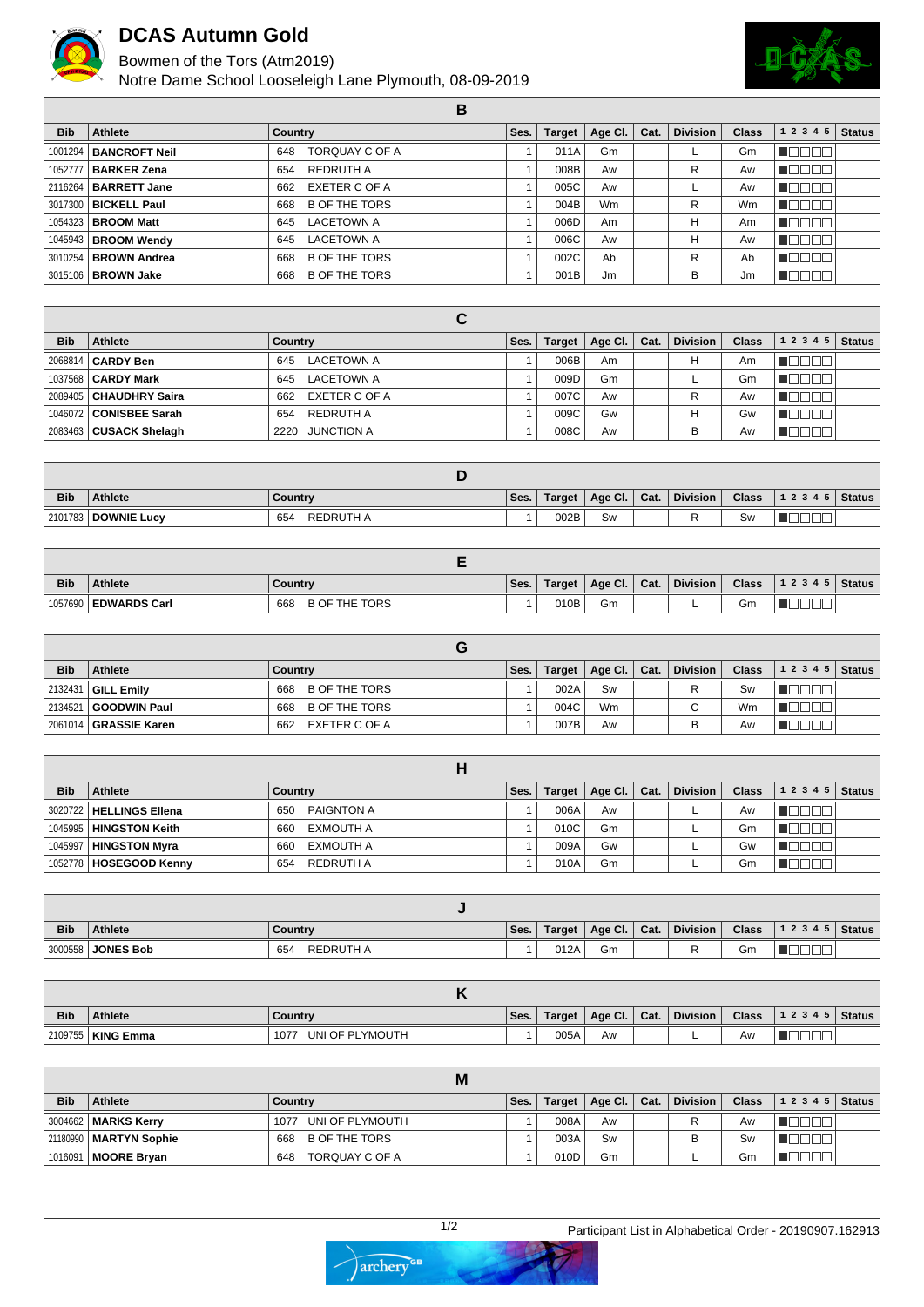# DCAS Autumn Gold

Bowmen of the Tors (Atm2019)
Notre Dame School Looseleigh Lane Plymouth, 08-09-2019

## B

| Bib | Athlete | Country | Ses. | Target | Age Cl. | Cat. | Division | Class | 1 2 3 4 5 | Status |
|---|---|---|---|---|---|---|---|---|---|---|
| 1001294 | **BANCROFT Neil** | 648 TORQUAY C OF A | 1 | 011A | Gm | | L | Gm | ■□□□□ | |
| 1052777 | **BARKER Zena** | 654 REDRUTH A | 1 | 008B | Aw | | R | Aw | ■□□□□ | |
| 2116264 | **BARRETT Jane** | 662 EXETER C OF A | 1 | 005C | Aw | | L | Aw | ■□□□□ | |
| 3017300 | **BICKELL Paul** | 668 B OF THE TORS | 1 | 004B | Wm | | R | Wm | ■□□□□ | |
| 1054323 | **BROOM Matt** | 645 LACETOWN A | 1 | 006D | Am | | H | Am | ■□□□□ | |
| 1045943 | **BROOM Wendy** | 645 LACETOWN A | 1 | 006C | Aw | | H | Aw | ■□□□□ | |
| 3010254 | **BROWN Andrea** | 668 B OF THE TORS | 1 | 002C | Ab | | R | Ab | ■□□□□ | |
| 3015106 | **BROWN Jake** | 668 B OF THE TORS | 1 | 001B | Jm | | B | Jm | ■□□□□ | |

## C

| Bib | Athlete | Country | Ses. | Target | Age Cl. | Cat. | Division | Class | 1 2 3 4 5 | Status |
|---|---|---|---|---|---|---|---|---|---|---|
| 2068814 | **CARDY Ben** | 645 LACETOWN A | 1 | 006B | Am | | H | Am | ■□□□□ | |
| 1037568 | **CARDY Mark** | 645 LACETOWN A | 1 | 009D | Gm | | L | Gm | ■□□□□ | |
| 2089405 | **CHAUDHRY Saira** | 662 EXETER C OF A | 1 | 007C | Aw | | R | Aw | ■□□□□ | |
| 1046072 | **CONISBEE Sarah** | 654 REDRUTH A | 1 | 009C | Gw | | H | Gw | ■□□□□ | |
| 2083463 | **CUSACK Shelagh** | 2220 JUNCTION A | 1 | 008C | Aw | | B | Aw | ■□□□□ | |

## D

| Bib | Athlete | Country | Ses. | Target | Age Cl. | Cat. | Division | Class | 1 2 3 4 5 | Status |
|---|---|---|---|---|---|---|---|---|---|---|
| 2101783 | **DOWNIE Lucy** | 654 REDRUTH A | 1 | 002B | Sw | | R | Sw | ■□□□□ | |

## E

| Bib | Athlete | Country | Ses. | Target | Age Cl. | Cat. | Division | Class | 1 2 3 4 5 | Status |
|---|---|---|---|---|---|---|---|---|---|---|
| 1057690 | **EDWARDS Carl** | 668 B OF THE TORS | 1 | 010B | Gm | | L | Gm | ■□□□□ | |

## G

| Bib | Athlete | Country | Ses. | Target | Age Cl. | Cat. | Division | Class | 1 2 3 4 5 | Status |
|---|---|---|---|---|---|---|---|---|---|---|
| 2132431 | **GILL Emily** | 668 B OF THE TORS | 1 | 002A | Sw | | R | Sw | ■□□□□ | |
| 2134521 | **GOODWIN Paul** | 668 B OF THE TORS | 1 | 004C | Wm | | C | Wm | ■□□□□ | |
| 2061014 | **GRASSIE Karen** | 662 EXETER C OF A | 1 | 007B | Aw | | B | Aw | ■□□□□ | |

## H

| Bib | Athlete | Country | Ses. | Target | Age Cl. | Cat. | Division | Class | 1 2 3 4 5 | Status |
|---|---|---|---|---|---|---|---|---|---|---|
| 3020722 | **HELLINGS Ellena** | 650 PAIGNTON A | 1 | 006A | Aw | | L | Aw | ■□□□□ | |
| 1045995 | **HINGSTON Keith** | 660 EXMOUTH A | 1 | 010C | Gm | | L | Gm | ■□□□□ | |
| 1045997 | **HINGSTON Myra** | 660 EXMOUTH A | 1 | 009A | Gw | | L | Gw | ■□□□□ | |
| 1052778 | **HOSEGOOD Kenny** | 654 REDRUTH A | 1 | 010A | Gm | | L | Gm | ■□□□□ | |

## J

| Bib | Athlete | Country | Ses. | Target | Age Cl. | Cat. | Division | Class | 1 2 3 4 5 | Status |
|---|---|---|---|---|---|---|---|---|---|---|
| 3000558 | **JONES Bob** | 654 REDRUTH A | 1 | 012A | Gm | | R | Gm | ■□□□□ | |

## K

| Bib | Athlete | Country | Ses. | Target | Age Cl. | Cat. | Division | Class | 1 2 3 4 5 | Status |
|---|---|---|---|---|---|---|---|---|---|---|
| 2109755 | **KING Emma** | 1077 UNI OF PLYMOUTH | 1 | 005A | Aw | | L | Aw | ■□□□□ | |

## M

| Bib | Athlete | Country | Ses. | Target | Age Cl. | Cat. | Division | Class | 1 2 3 4 5 | Status |
|---|---|---|---|---|---|---|---|---|---|---|
| 3004662 | **MARKS Kerry** | 1077 UNI OF PLYMOUTH | 1 | 008A | Aw | | R | Aw | ■□□□□ | |
| 2180990 | **MARTYN Sophie** | 668 B OF THE TORS | 1 | 003A | Sw | | B | Sw | ■□□□□ | |
| 1016091 | **MOORE Bryan** | 648 TORQUAY C OF A | 1 | 010D | Gm | | L | Gm | ■□□□□ | |

Participant List in Alphabetical Order - 20190907.162913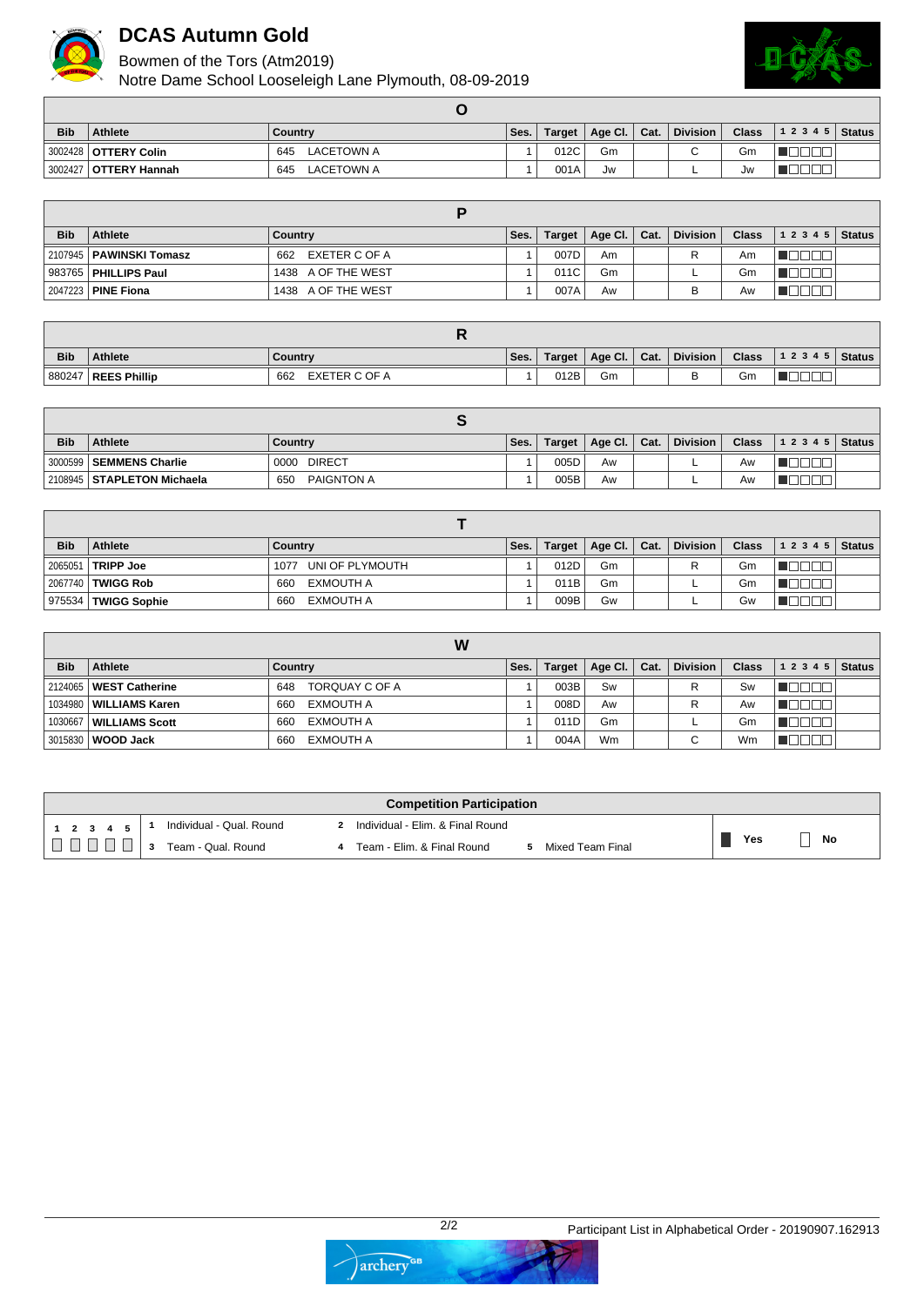# DCAS Autumn Gold

Bowmen of the Tors (Atm2019)

Notre Dame School Looseleigh Lane Plymouth, 08-09-2019

| O | | | | | | | | | | |
|---|---|---|---|---|---|---|---|---|---|---|
| **Bib** | **Athlete** | **Country** | **Ses.** | **Target** | **Age Cl.** | **Cat.** | **Division** | **Class** | **1 2 3 4 5** | **Status** |
| 3002428 | **OTTERY Colin** | 645 LACETOWN A | 1 | 012C | Gm | | C | Gm | ■□□□□ | |
| 3002427 | **OTTERY Hannah** | 645 LACETOWN A | 1 | 001A | Jw | | L | Jw | ■□□□□ | |

| P | | | | | | | | | | |
|---|---|---|---|---|---|---|---|---|---|---|
| **Bib** | **Athlete** | **Country** | **Ses.** | **Target** | **Age Cl.** | **Cat.** | **Division** | **Class** | **1 2 3 4 5** | **Status** |
| 2107945 | **PAWINSKI Tomasz** | 662 EXETER C OF A | 1 | 007D | Am | | R | Am | ■□□□□ | |
| 983765 | **PHILLIPS Paul** | 1438 A OF THE WEST | 1 | 011C | Gm | | L | Gm | ■□□□□ | |
| 2047223 | **PINE Fiona** | 1438 A OF THE WEST | 1 | 007A | Aw | | B | Aw | ■□□□□ | |

| R | | | | | | | | | | |
|---|---|---|---|---|---|---|---|---|---|---|
| **Bib** | **Athlete** | **Country** | **Ses.** | **Target** | **Age Cl.** | **Cat.** | **Division** | **Class** | **1 2 3 4 5** | **Status** |
| 880247 | **REES Phillip** | 662 EXETER C OF A | 1 | 012B | Gm | | B | Gm | ■□□□□ | |

| S | | | | | | | | | | |
|---|---|---|---|---|---|---|---|---|---|---|
| **Bib** | **Athlete** | **Country** | **Ses.** | **Target** | **Age Cl.** | **Cat.** | **Division** | **Class** | **1 2 3 4 5** | **Status** |
| 3000599 | **SEMMENS Charlie** | 0000 DIRECT | 1 | 005D | Aw | | L | Aw | ■□□□□ | |
| 2108945 | **STAPLETON Michaela** | 650 PAIGNTON A | 1 | 005B | Aw | | L | Aw | ■□□□□ | |

| T | | | | | | | | | | |
|---|---|---|---|---|---|---|---|---|---|---|
| **Bib** | **Athlete** | **Country** | **Ses.** | **Target** | **Age Cl.** | **Cat.** | **Division** | **Class** | **1 2 3 4 5** | **Status** |
| 2065051 | **TRIPP Joe** | 1077 UNI OF PLYMOUTH | 1 | 012D | Gm | | R | Gm | ■□□□□ | |
| 2067740 | **TWIGG Rob** | 660 EXMOUTH A | 1 | 011B | Gm | | L | Gm | ■□□□□ | |
| 975534 | **TWIGG Sophie** | 660 EXMOUTH A | 1 | 009B | Gw | | L | Gw | ■□□□□ | |

| W | | | | | | | | | | |
|---|---|---|---|---|---|---|---|---|---|---|
| **Bib** | **Athlete** | **Country** | **Ses.** | **Target** | **Age Cl.** | **Cat.** | **Division** | **Class** | **1 2 3 4 5** | **Status** |
| 2124065 | **WEST Catherine** | 648 TORQUAY C OF A | 1 | 003B | Sw | | R | Sw | ■□□□□ | |
| 1034980 | **WILLIAMS Karen** | 660 EXMOUTH A | 1 | 008D | Aw | | R | Aw | ■□□□□ | |
| 1030667 | **WILLIAMS Scott** | 660 EXMOUTH A | 1 | 011D | Gm | | L | Gm | ■□□□□ | |
| 3015830 | **WOOD Jack** | 660 EXMOUTH A | 1 | 004A | Wm | | C | Wm | ■□□□□ | |

**Competition Participation**

| 1 2 3 4 5 | | | | |
|---|---|---|---|---|
| □□□□□ | 1 Individual - Qual. Round | 2 Individual - Elim. & Final Round | | ■ Yes □ No |
| | 3 Team - Qual. Round | 4 Team - Elim. & Final Round | 5 Mixed Team Final | |

Participant List in Alphabetical Order - 20190907.162913